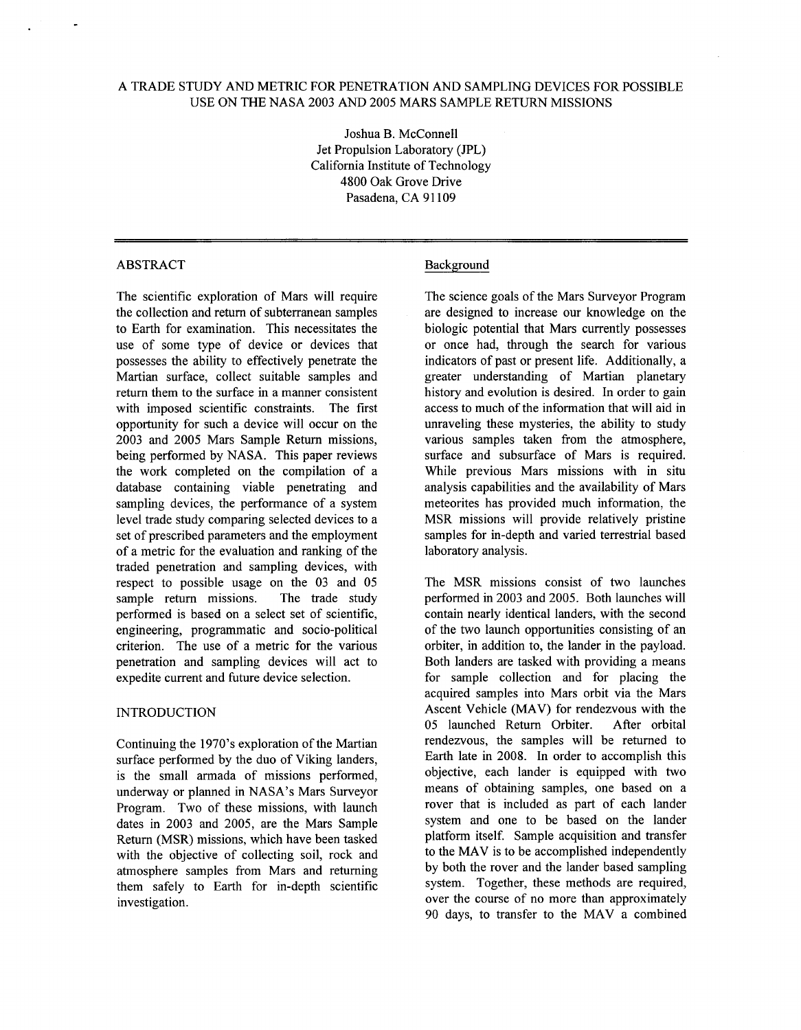# A TRADE STUDY AND METRIC FOR PENETRATION AND SAMPLING DEVICES FOR POSSIBLE USE ON THE NASA 2003 AND 2005 MARS SAMPLE RETURN MISSIONS

Joshua B. McConnell
Jet Propulsion Laboratory (JPL)
California Institute of Technology
4800 Oak Grove Drive
Pasadena, CA 91109

## ABSTRACT

The scientific exploration of Mars will require the collection and return of subterranean samples to Earth for examination. This necessitates the use of some type of device or devices that possesses the ability to effectively penetrate the Martian surface, collect suitable samples and return them to the surface in a manner consistent with imposed scientific constraints. The first opportunity for such a device will occur on the 2003 and 2005 Mars Sample Return missions, being performed by NASA. This paper reviews the work completed on the compilation of a database containing viable penetrating and sampling devices, the performance of a system level trade study comparing selected devices to a set of prescribed parameters and the employment of a metric for the evaluation and ranking of the traded penetration and sampling devices, with respect to possible usage on the 03 and 05 sample return missions. The trade study performed is based on a select set of scientific, engineering, programmatic and socio-political criterion. The use of a metric for the various penetration and sampling devices will act to expedite current and future device selection.

## INTRODUCTION

Continuing the 1970's exploration of the Martian surface performed by the duo of Viking landers, is the small armada of missions performed, underway or planned in NASA's Mars Surveyor Program. Two of these missions, with launch dates in 2003 and 2005, are the Mars Sample Return (MSR) missions, which have been tasked with the objective of collecting soil, rock and atmosphere samples from Mars and returning them safely to Earth for in-depth scientific investigation.

### Background

The science goals of the Mars Surveyor Program are designed to increase our knowledge on the biologic potential that Mars currently possesses or once had, through the search for various indicators of past or present life. Additionally, a greater understanding of Martian planetary history and evolution is desired. In order to gain access to much of the information that will aid in unraveling these mysteries, the ability to study various samples taken from the atmosphere, surface and subsurface of Mars is required. While previous Mars missions with in situ analysis capabilities and the availability of Mars meteorites has provided much information, the MSR missions will provide relatively pristine samples for in-depth and varied terrestrial based laboratory analysis.

The MSR missions consist of two launches performed in 2003 and 2005. Both launches will contain nearly identical landers, with the second of the two launch opportunities consisting of an orbiter, in addition to, the lander in the payload. Both landers are tasked with providing a means for sample collection and for placing the acquired samples into Mars orbit via the Mars Ascent Vehicle (MAV) for rendezvous with the 05 launched Return Orbiter. After orbital rendezvous, the samples will be returned to Earth late in 2008. In order to accomplish this objective, each lander is equipped with two means of obtaining samples, one based on a rover that is included as part of each lander system and one to be based on the lander platform itself. Sample acquisition and transfer to the MAV is to be accomplished independently by both the rover and the lander based sampling system. Together, these methods are required, over the course of no more than approximately 90 days, to transfer to the MAV a combined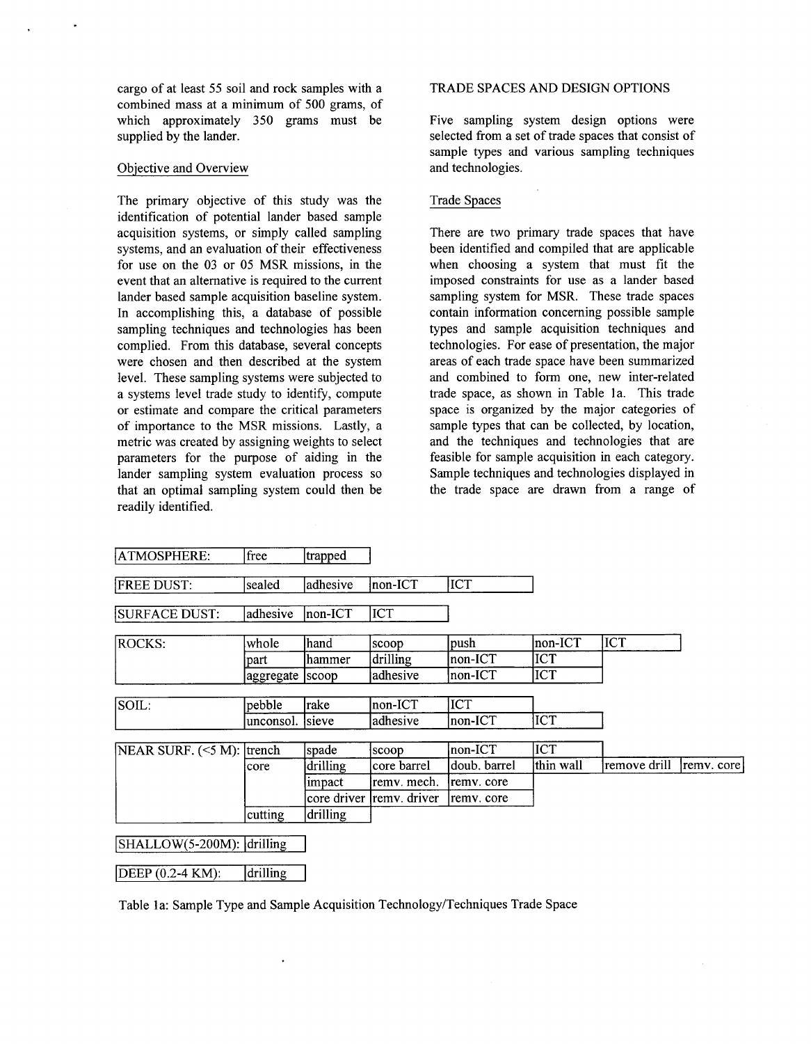cargo of at least 55 soil and rock samples with a combined mass at a minimum of 500 grams, of which approximately 350 grams must be supplied by the lander.

### Objective and Overview

The primary objective of this study was the identification of potential lander based sample acquisition systems, or simply called sampling systems, and an evaluation of their effectiveness for use on the 03 or 05 MSR missions, in the event that an alternative is required to the current lander based sample acquisition baseline system. In accomplishing this, a database of possible sampling techniques and technologies has been complied. From this database, several concepts were chosen and then described at the system level. These sampling systems were subjected to a systems level trade study to identify, compute or estimate and compare the critical parameters of importance to the MSR missions. Lastly, a metric was created by assigning weights to select parameters for the purpose of aiding in the lander sampling system evaluation process so that an optimal sampling system could then be readily identified.

## TRADE SPACES AND DESIGN OPTIONS

Five sampling system design options were selected from a set of trade spaces that consist of sample types and various sampling techniques and technologies.

### Trade Spaces

There are two primary trade spaces that have been identified and compiled that are applicable when choosing a system that must fit the imposed constraints for use as a lander based sampling system for MSR. These trade spaces contain information concerning possible sample types and sample acquisition techniques and technologies. For ease of presentation, the major areas of each trade space have been summarized and combined to form one, new inter-related trade space, as shown in Table 1a. This trade space is organized by the major categories of sample types that can be collected, by location, and the techniques and technologies that are feasible for sample acquisition in each category. Sample techniques and technologies displayed in the trade space are drawn from a range of

| | | | | | | | |
|---|---|---|---|---|---|---|---|
| ATMOSPHERE: | free | trapped | | | | | |
| FREE DUST: | sealed | adhesive | non-ICT | ICT | | | |
| SURFACE DUST: | adhesive | non-ICT | ICT | | | | |
| ROCKS: | whole | hand | scoop | push | non-ICT | ICT | |
| | part | hammer | drilling | non-ICT | ICT | | |
| | aggregate | scoop | adhesive | non-ICT | ICT | | |
| SOIL: | pebble | rake | non-ICT | ICT | | | |
| | unconsol. | sieve | adhesive | non-ICT | ICT | | |
| NEAR SURF. (<5 M): | trench | spade | scoop | non-ICT | ICT | | |
| | core | drilling | core barrel | doub. barrel | thin wall | remove drill | remv. core |
| | | impact | remv. mech. | remv. core | | | |
| | | core driver | remv. driver | remv. core | | | |
| | cutting | drilling | | | | | |
| SHALLOW(5-200M): | drilling | | | | | | |
| DEEP (0.2-4 KM): | drilling | | | | | | |

Table 1a: Sample Type and Sample Acquisition Technology/Techniques Trade Space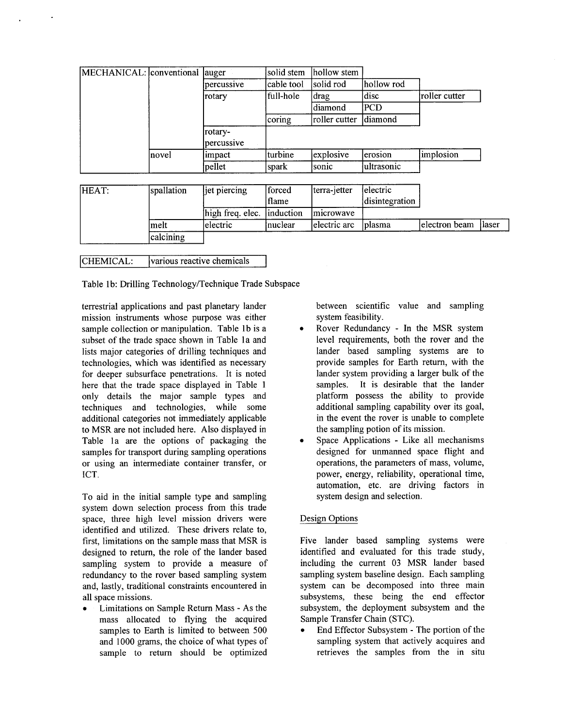| MECHANICAL: | conventional | auger | solid stem | hollow stem | | | |
| --- | --- | --- | --- | --- | --- | --- | --- |
| | | percussive | cable tool | solid rod | hollow rod | | |
| | | rotary | full-hole | drag | disc | roller cutter | |
| | | | | diamond | PCD | | |
| | | | coring | roller cutter | diamond | | |
| | | rotary-percussive | | | | | |
| | novel | impact | turbine | explosive | erosion | implosion | |
| | | pellet | spark | sonic | ultrasonic | | |

| HEAT: | spallation | jet piercing | forced flame | terra-jetter | electric disintegration | | |
| --- | --- | --- | --- | --- | --- | --- | --- |
| | | high freq. elec. | induction | microwave | | | |
| | melt | electric | nuclear | electric arc | plasma | electron beam | laser |
| | calcining | | | | | | |

| CHEMICAL: | various reactive chemicals |
| --- | --- |

Table 1b: Drilling Technology/Technique Trade Subspace

terrestrial applications and past planetary lander mission instruments whose purpose was either sample collection or manipulation. Table 1b is a subset of the trade space shown in Table 1a and lists major categories of drilling techniques and technologies, which was identified as necessary for deeper subsurface penetrations. It is noted here that the trade space displayed in Table 1 only details the major sample types and techniques and technologies, while some additional categories not immediately applicable to MSR are not included here. Also displayed in Table 1a are the options of packaging the samples for transport during sampling operations or using an intermediate container transfer, or ICT.

To aid in the initial sample type and sampling system down selection process from this trade space, three high level mission drivers were identified and utilized. These drivers relate to, first, limitations on the sample mass that MSR is designed to return, the role of the lander based sampling system to provide a measure of redundancy to the rover based sampling system and, lastly, traditional constraints encountered in all space missions.

- Limitations on Sample Return Mass - As the mass allocated to flying the acquired samples to Earth is limited to between 500 and 1000 grams, the choice of what types of sample to return should be optimized between scientific value and sampling system feasibility.
- Rover Redundancy - In the MSR system level requirements, both the rover and the lander based sampling systems are to provide samples for Earth return, with the lander system providing a larger bulk of the samples. It is desirable that the lander platform possess the ability to provide additional sampling capability over its goal, in the event the rover is unable to complete the sampling potion of its mission.
- Space Applications - Like all mechanisms designed for unmanned space flight and operations, the parameters of mass, volume, power, energy, reliability, operational time, automation, etc. are driving factors in system design and selection.

### Design Options

Five lander based sampling systems were identified and evaluated for this trade study, including the current 03 MSR lander based sampling system baseline design. Each sampling system can be decomposed into three main subsystems, these being the end effector subsystem, the deployment subsystem and the Sample Transfer Chain (STC).

- End Effector Subsystem - The portion of the sampling system that actively acquires and retrieves the samples from the in situ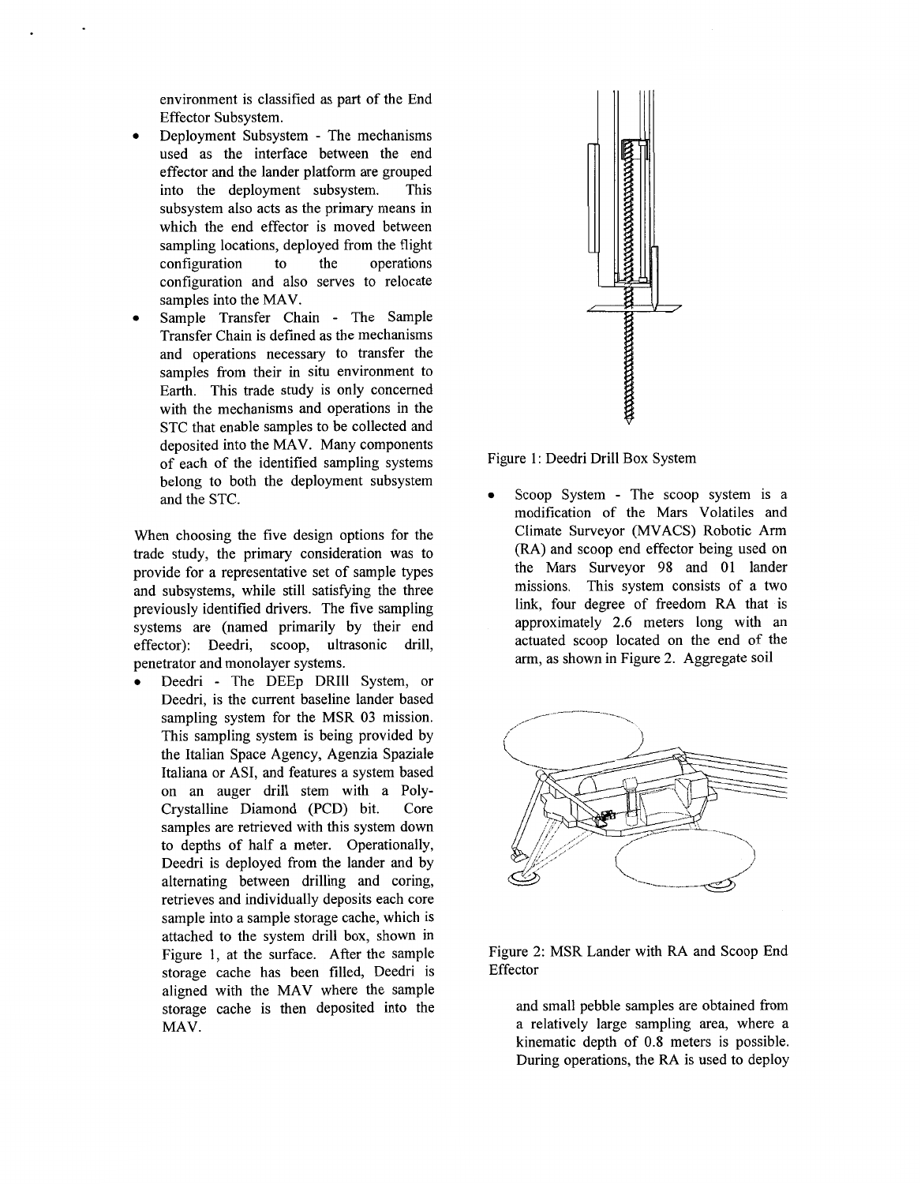environment is classified as part of the End Effector Subsystem.

- Deployment Subsystem - The mechanisms used as the interface between the end effector and the lander platform are grouped into the deployment subsystem. This subsystem also acts as the primary means in which the end effector is moved between sampling locations, deployed from the flight configuration to the operations configuration and also serves to relocate samples into the MAV.
- Sample Transfer Chain - The Sample Transfer Chain is defined as the mechanisms and operations necessary to transfer the samples from their in situ environment to Earth. This trade study is only concerned with the mechanisms and operations in the STC that enable samples to be collected and deposited into the MAV. Many components of each of the identified sampling systems belong to both the deployment subsystem and the STC.

When choosing the five design options for the trade study, the primary consideration was to provide for a representative set of sample types and subsystems, while still satisfying the three previously identified drivers. The five sampling systems are (named primarily by their end effector): Deedri, scoop, ultrasonic drill, penetrator and monolayer systems.

- Deedri - The DEEp DRIll System, or Deedri, is the current baseline lander based sampling system for the MSR 03 mission. This sampling system is being provided by the Italian Space Agency, Agenzia Spaziale Italiana or ASI, and features a system based on an auger drill stem with a Poly-Crystalline Diamond (PCD) bit. Core samples are retrieved with this system down to depths of half a meter. Operationally, Deedri is deployed from the lander and by alternating between drilling and coring, retrieves and individually deposits each core sample into a sample storage cache, which is attached to the system drill box, shown in Figure 1, at the surface. After the sample storage cache has been filled, Deedri is aligned with the MAV where the sample storage cache is then deposited into the MAV.

Figure 1: Deedri Drill Box System

- Scoop System - The scoop system is a modification of the Mars Volatiles and Climate Surveyor (MVACS) Robotic Arm (RA) and scoop end effector being used on the Mars Surveyor 98 and 01 lander missions. This system consists of a two link, four degree of freedom RA that is approximately 2.6 meters long with an actuated scoop located on the end of the arm, as shown in Figure 2. Aggregate soil and small pebble samples are obtained from a relatively large sampling area, where a kinematic depth of 0.8 meters is possible. During operations, the RA is used to deploy

Figure 2: MSR Lander with RA and Scoop End Effector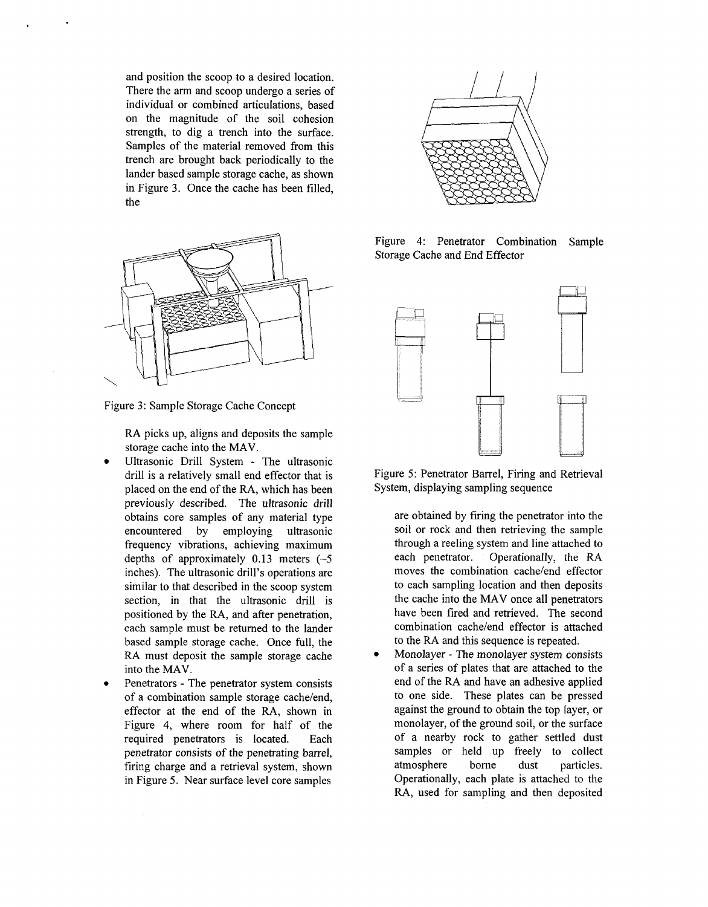and position the scoop to a desired location. There the arm and scoop undergo a series of individual or combined articulations, based on the magnitude of the soil cohesion strength, to dig a trench into the surface. Samples of the material removed from this trench are brought back periodically to the lander based sample storage cache, as shown in Figure 3. Once the cache has been filled, the RA picks up, aligns and deposits the sample storage cache into the MAV.

Figure 3: Sample Storage Cache Concept

- Ultrasonic Drill System - The ultrasonic drill is a relatively small end effector that is placed on the end of the RA, which has been previously described. The ultrasonic drill obtains core samples of any material type encountered by employing ultrasonic frequency vibrations, achieving maximum depths of approximately 0.13 meters (~5 inches). The ultrasonic drill's operations are similar to that described in the scoop system section, in that the ultrasonic drill is positioned by the RA, and after penetration, each sample must be returned to the lander based sample storage cache. Once full, the RA must deposit the sample storage cache into the MAV.
- Penetrators - The penetrator system consists of a combination sample storage cache/end, effector at the end of the RA, shown in Figure 4, where room for half of the required penetrators is located. Each penetrator consists of the penetrating barrel, firing charge and a retrieval system, shown in Figure 5. Near surface level core samples are obtained by firing the penetrator into the soil or rock and then retrieving the sample through a reeling system and line attached to each penetrator. Operationally, the RA moves the combination cache/end effector to each sampling location and then deposits the cache into the MAV once all penetrators have been fired and retrieved. The second combination cache/end effector is attached to the RA and this sequence is repeated.

Figure 4: Penetrator Combination Sample Storage Cache and End Effector

Figure 5: Penetrator Barrel, Firing and Retrieval System, displaying sampling sequence

- Monolayer - The monolayer system consists of a series of plates that are attached to the end of the RA and have an adhesive applied to one side. These plates can be pressed against the ground to obtain the top layer, or monolayer, of the ground soil, or the surface of a nearby rock to gather settled dust samples or held up freely to collect atmosphere borne dust particles. Operationally, each plate is attached to the RA, used for sampling and then deposited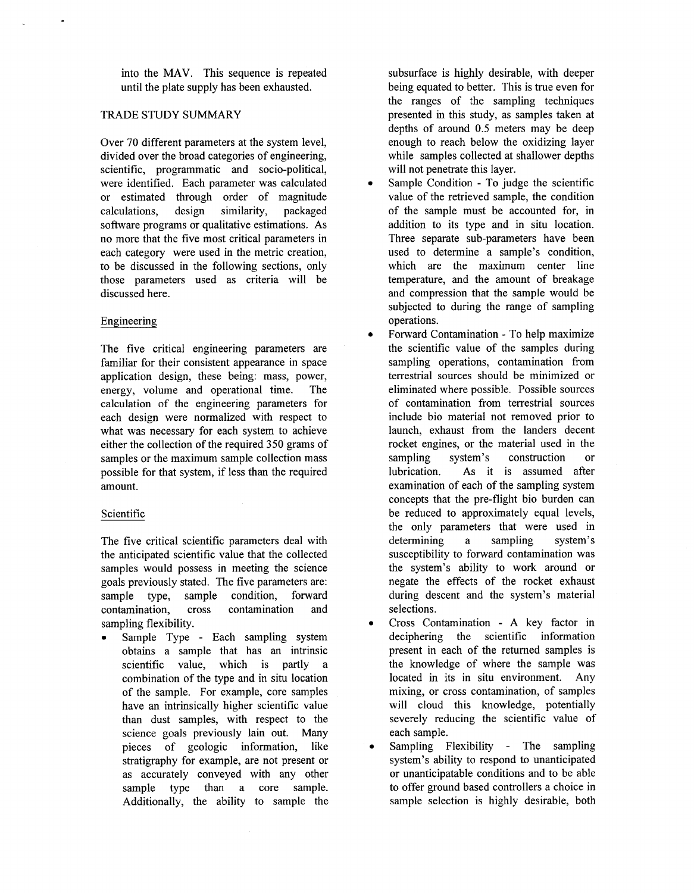into the MAV. This sequence is repeated until the plate supply has been exhausted.

## TRADE STUDY SUMMARY

Over 70 different parameters at the system level, divided over the broad categories of engineering, scientific, programmatic and socio-political, were identified. Each parameter was calculated or estimated through order of magnitude calculations, design similarity, packaged software programs or qualitative estimations. As no more that the five most critical parameters in each category were used in the metric creation, to be discussed in the following sections, only those parameters used as criteria will be discussed here.

### Engineering

The five critical engineering parameters are familiar for their consistent appearance in space application design, these being: mass, power, energy, volume and operational time. The calculation of the engineering parameters for each design were normalized with respect to what was necessary for each system to achieve either the collection of the required 350 grams of samples or the maximum sample collection mass possible for that system, if less than the required amount.

### Scientific

The five critical scientific parameters deal with the anticipated scientific value that the collected samples would possess in meeting the science goals previously stated. The five parameters are: sample type, sample condition, forward contamination, cross contamination and sampling flexibility.

- Sample Type - Each sampling system obtains a sample that has an intrinsic scientific value, which is partly a combination of the type and in situ location of the sample. For example, core samples have an intrinsically higher scientific value than dust samples, with respect to the science goals previously lain out. Many pieces of geologic information, like stratigraphy for example, are not present or as accurately conveyed with any other sample type than a core sample. Additionally, the ability to sample the subsurface is highly desirable, with deeper being equated to better. This is true even for the ranges of the sampling techniques presented in this study, as samples taken at depths of around 0.5 meters may be deep enough to reach below the oxidizing layer while samples collected at shallower depths will not penetrate this layer.
- Sample Condition - To judge the scientific value of the retrieved sample, the condition of the sample must be accounted for, in addition to its type and in situ location. Three separate sub-parameters have been used to determine a sample's condition, which are the maximum center line temperature, and the amount of breakage and compression that the sample would be subjected to during the range of sampling operations.
- Forward Contamination - To help maximize the scientific value of the samples during sampling operations, contamination from terrestrial sources should be minimized or eliminated where possible. Possible sources of contamination from terrestrial sources include bio material not removed prior to launch, exhaust from the landers decent rocket engines, or the material used in the sampling system's construction or lubrication. As it is assumed after examination of each of the sampling system concepts that the pre-flight bio burden can be reduced to approximately equal levels, the only parameters that were used in determining a sampling system's susceptibility to forward contamination was the system's ability to work around or negate the effects of the rocket exhaust during descent and the system's material selections.
- Cross Contamination - A key factor in deciphering the scientific information present in each of the returned samples is the knowledge of where the sample was located in its in situ environment. Any mixing, or cross contamination, of samples will cloud this knowledge, potentially severely reducing the scientific value of each sample.
- Sampling Flexibility - The sampling system's ability to respond to unanticipated or unanticipatable conditions and to be able to offer ground based controllers a choice in sample selection is highly desirable, both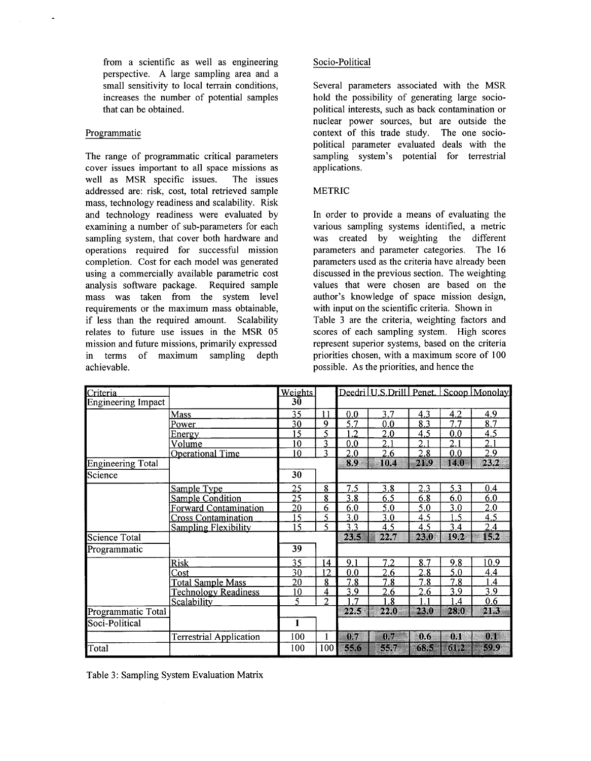from a scientific as well as engineering perspective. A large sampling area and a small sensitivity to local terrain conditions, increases the number of potential samples that can be obtained.

### Programmatic

The range of programmatic critical parameters cover issues important to all space missions as well as MSR specific issues. The issues addressed are: risk, cost, total retrieved sample mass, technology readiness and scalability. Risk and technology readiness were evaluated by examining a number of sub-parameters for each sampling system, that cover both hardware and operations required for successful mission completion. Cost for each model was generated using a commercially available parametric cost analysis software package. Required sample mass was taken from the system level requirements or the maximum mass obtainable, if less than the required amount. Scalability relates to future use issues in the MSR 05 mission and future missions, primarily expressed in terms of maximum sampling depth achievable.

### Socio-Political

Several parameters associated with the MSR hold the possibility of generating large socio-political interests, such as back contamination or nuclear power sources, but are outside the context of this trade study. The one socio-political parameter evaluated deals with the sampling system's potential for terrestrial applications.

## METRIC

In order to provide a means of evaluating the various sampling systems identified, a metric was created by weighting the different parameters and parameter categories. The 16 parameters used as the criteria have already been discussed in the previous section. The weighting values that were chosen are based on the author's knowledge of space mission design, with input on the scientific criteria. Shown in Table 3 are the criteria, weighting factors and scores of each sampling system. High scores represent superior systems, based on the criteria priorities chosen, with a maximum score of 100 possible. As the priorities, and hence the

| Criteria | | Weights | | Deedri | U.S.Drill | Penet. | Scoop | Monolay |
|---|---|---|---|---|---|---|---|---|
| Engineering Impact | | 30 | | | | | | |
| | Mass | 35 | 11 | 0.0 | 3.7 | 4.3 | 4.2 | 4.9 |
| | Power | 30 | 9 | 5.7 | 0.0 | 8.3 | 7.7 | 8.7 |
| | Energy | 15 | 5 | 1.2 | 2.0 | 4.5 | 0.0 | 4.5 |
| | Volume | 10 | 3 | 0.0 | 2.1 | 2.1 | 2.1 | 2.1 |
| | Operational Time | 10 | 3 | 2.0 | 2.6 | 2.8 | 0.0 | 2.9 |
| Engineering Total | | | | 8.9 | 10.4 | 21.9 | 14.0 | 23.2 |
| Science | | 30 | | | | | | |
| | Sample Type | 25 | 8 | 7.5 | 3.8 | 2.3 | 5.3 | 0.4 |
| | Sample Condition | 25 | 8 | 3.8 | 6.5 | 6.8 | 6.0 | 6.0 |
| | Forward Contamination | 20 | 6 | 6.0 | 5.0 | 5.0 | 3.0 | 2.0 |
| | Cross Contamination | 15 | 5 | 3.0 | 3.0 | 4.5 | 1.5 | 4.5 |
| | Sampling Flexibility | 15 | 5 | 3.3 | 4.5 | 4.5 | 3.4 | 2.4 |
| Science Total | | | | 23.5 | 22.7 | 23.0 | 19.2 | 15.2 |
| Programmatic | | 39 | | | | | | |
| | Risk | 35 | 14 | 9.1 | 7.2 | 8.7 | 9.8 | 10.9 |
| | Cost | 30 | 12 | 0.0 | 2.6 | 2.8 | 5.0 | 4.4 |
| | Total Sample Mass | 20 | 8 | 7.8 | 7.8 | 7.8 | 7.8 | 1.4 |
| | Technology Readiness | 10 | 4 | 3.9 | 2.6 | 2.6 | 3.9 | 3.9 |
| | Scalability | 5 | 2 | 1.7 | 1.8 | 1.1 | 1.4 | 0.6 |
| Programmatic Total | | | | 22.5 | 22.0 | 23.0 | 28.0 | 21.3 |
| Soci-Political | | 1 | | | | | | |
| | Terrestrial Application | 100 | 1 | 0.7 | 0.7 | 0.6 | 0.1 | 0.1 |
| Total | | 100 | 100 | 55.6 | 55.7 | 68.5 | 61.2 | 59.9 |

Table 3: Sampling System Evaluation Matrix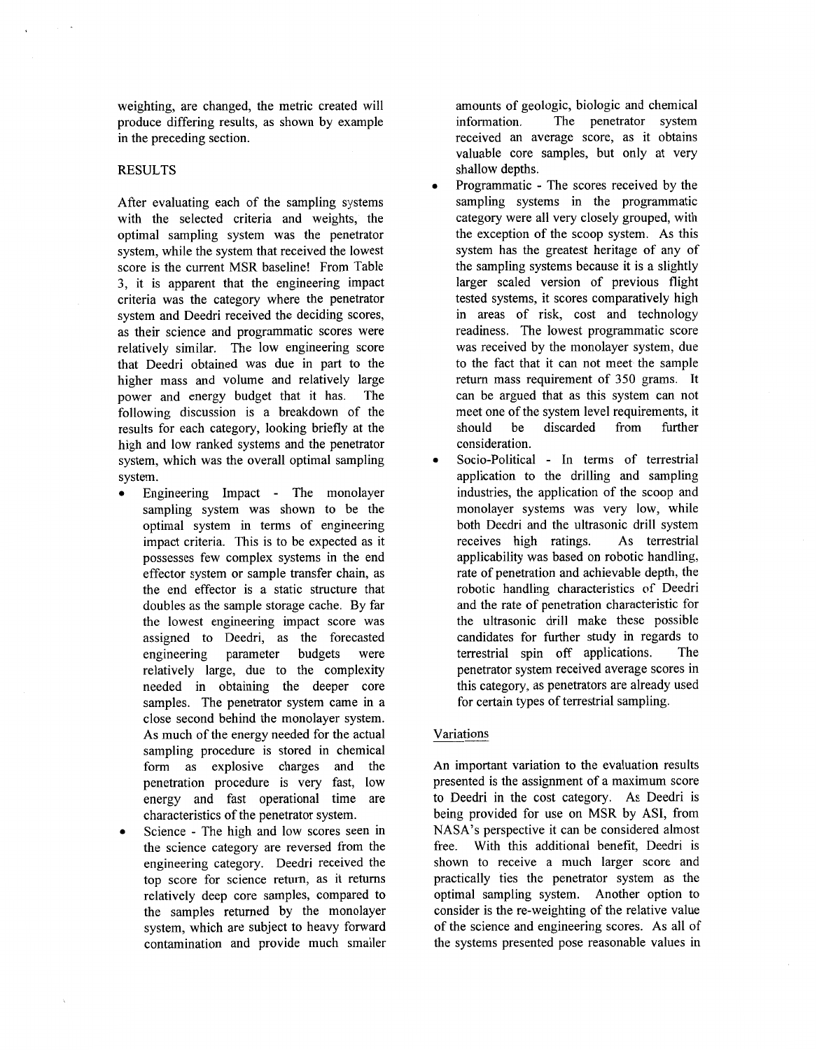weighting, are changed, the metric created will produce differing results, as shown by example in the preceding section.

## RESULTS

After evaluating each of the sampling systems with the selected criteria and weights, the optimal sampling system was the penetrator system, while the system that received the lowest score is the current MSR baseline! From Table 3, it is apparent that the engineering impact criteria was the category where the penetrator system and Deedri received the deciding scores, as their science and programmatic scores were relatively similar. The low engineering score that Deedri obtained was due in part to the higher mass and volume and relatively large power and energy budget that it has. The following discussion is a breakdown of the results for each category, looking briefly at the high and low ranked systems and the penetrator system, which was the overall optimal sampling system.

- Engineering Impact - The monolayer sampling system was shown to be the optimal system in terms of engineering impact criteria. This is to be expected as it possesses few complex systems in the end effector system or sample transfer chain, as the end effector is a static structure that doubles as the sample storage cache. By far the lowest engineering impact score was assigned to Deedri, as the forecasted engineering parameter budgets were relatively large, due to the complexity needed in obtaining the deeper core samples. The penetrator system came in a close second behind the monolayer system. As much of the energy needed for the actual sampling procedure is stored in chemical form as explosive charges and the penetration procedure is very fast, low energy and fast operational time are characteristics of the penetrator system.
- Science - The high and low scores seen in the science category are reversed from the engineering category. Deedri received the top score for science return, as it returns relatively deep core samples, compared to the samples returned by the monolayer system, which are subject to heavy forward contamination and provide much smaller amounts of geologic, biologic and chemical information. The penetrator system received an average score, as it obtains valuable core samples, but only at very shallow depths.
- Programmatic - The scores received by the sampling systems in the programmatic category were all very closely grouped, with the exception of the scoop system. As this system has the greatest heritage of any of the sampling systems because it is a slightly larger scaled version of previous flight tested systems, it scores comparatively high in areas of risk, cost and technology readiness. The lowest programmatic score was received by the monolayer system, due to the fact that it can not meet the sample return mass requirement of 350 grams. It can be argued that as this system can not meet one of the system level requirements, it should be discarded from further consideration.
- Socio-Political - In terms of terrestrial application to the drilling and sampling industries, the application of the scoop and monolayer systems was very low, while both Deedri and the ultrasonic drill system receives high ratings. As terrestrial applicability was based on robotic handling, rate of penetration and achievable depth, the robotic handling characteristics of Deedri and the rate of penetration characteristic for the ultrasonic drill make these possible candidates for further study in regards to terrestrial spin off applications. The penetrator system received average scores in this category, as penetrators are already used for certain types of terrestrial sampling.

### Variations

An important variation to the evaluation results presented is the assignment of a maximum score to Deedri in the cost category. As Deedri is being provided for use on MSR by ASI, from NASA's perspective it can be considered almost free. With this additional benefit, Deedri is shown to receive a much larger score and practically ties the penetrator system as the optimal sampling system. Another option to consider is the re-weighting of the relative value of the science and engineering scores. As all of the systems presented pose reasonable values in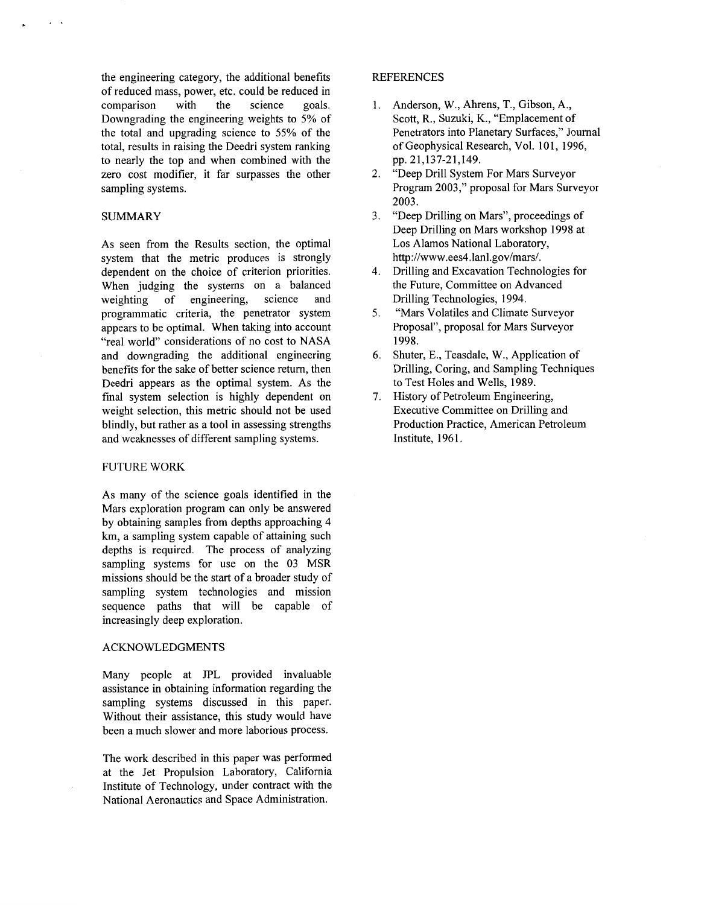the engineering category, the additional benefits of reduced mass, power, etc. could be reduced in comparison with the science goals. Downgrading the engineering weights to 5% of the total and upgrading science to 55% of the total, results in raising the Deedri system ranking to nearly the top and when combined with the zero cost modifier, it far surpasses the other sampling systems.

## SUMMARY

As seen from the Results section, the optimal system that the metric produces is strongly dependent on the choice of criterion priorities. When judging the systems on a balanced weighting of engineering, science and programmatic criteria, the penetrator system appears to be optimal. When taking into account "real world" considerations of no cost to NASA and downgrading the additional engineering benefits for the sake of better science return, then Deedri appears as the optimal system. As the final system selection is highly dependent on weight selection, this metric should not be used blindly, but rather as a tool in assessing strengths and weaknesses of different sampling systems.

## FUTURE WORK

As many of the science goals identified in the Mars exploration program can only be answered by obtaining samples from depths approaching 4 km, a sampling system capable of attaining such depths is required. The process of analyzing sampling systems for use on the 03 MSR missions should be the start of a broader study of sampling system technologies and mission sequence paths that will be capable of increasingly deep exploration.

## ACKNOWLEDGMENTS

Many people at JPL provided invaluable assistance in obtaining information regarding the sampling systems discussed in this paper. Without their assistance, this study would have been a much slower and more laborious process.

The work described in this paper was performed at the Jet Propulsion Laboratory, California Institute of Technology, under contract with the National Aeronautics and Space Administration.

## REFERENCES

1. Anderson, W., Ahrens, T., Gibson, A., Scott, R., Suzuki, K., "Emplacement of Penetrators into Planetary Surfaces," Journal of Geophysical Research, Vol. 101, 1996, pp. 21,137-21,149.
2. "Deep Drill System For Mars Surveyor Program 2003," proposal for Mars Surveyor 2003.
3. "Deep Drilling on Mars", proceedings of Deep Drilling on Mars workshop 1998 at Los Alamos National Laboratory, http://www.ees4.lanl.gov/mars/.
4. Drilling and Excavation Technologies for the Future, Committee on Advanced Drilling Technologies, 1994.
5. "Mars Volatiles and Climate Surveyor Proposal", proposal for Mars Surveyor 1998.
6. Shuter, E., Teasdale, W., Application of Drilling, Coring, and Sampling Techniques to Test Holes and Wells, 1989.
7. History of Petroleum Engineering, Executive Committee on Drilling and Production Practice, American Petroleum Institute, 1961.